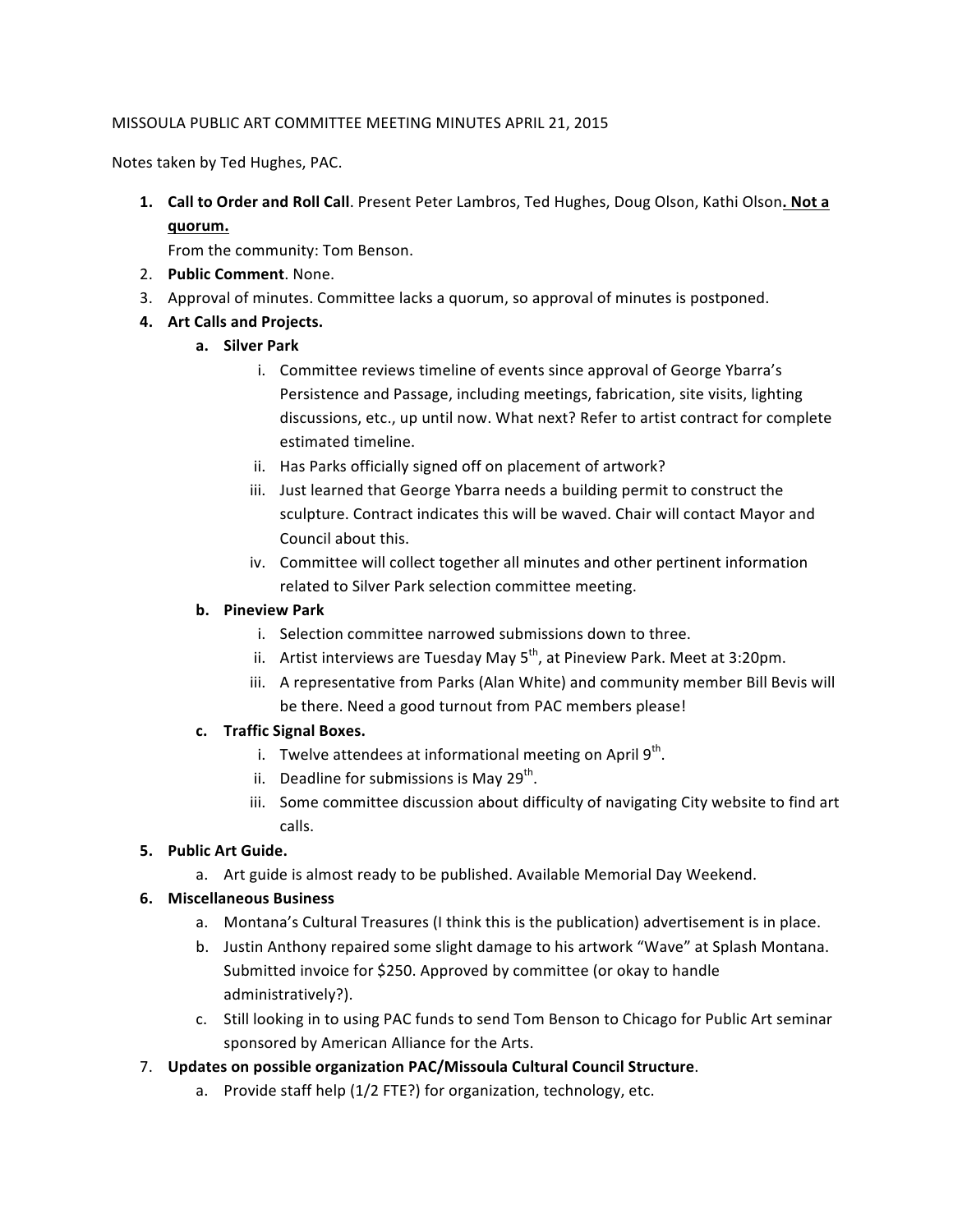MISSOULA PUBLIC ART COMMITTEE MEETING MINUTES APRIL 21, 2015

Notes taken by Ted Hughes, PAC.

1. **Call to Order and Roll Call**. Present Peter Lambros, Ted Hughes, Doug Olson, Kathi Olson**. <u>Not a quorum.</u>**
   From the community: Tom Benson.
2. **Public Comment**. None.
3. Approval of minutes. Committee lacks a quorum, so approval of minutes is postponed.
4. **Art Calls and Projects.**
   a. **Silver Park**
      i. Committee reviews timeline of events since approval of George Ybarra's Persistence and Passage, including meetings, fabrication, site visits, lighting discussions, etc., up until now. What next? Refer to artist contract for complete estimated timeline.
      ii. Has Parks officially signed off on placement of artwork?
      iii. Just learned that George Ybarra needs a building permit to construct the sculpture. Contract indicates this will be waved. Chair will contact Mayor and Council about this.
      iv. Committee will collect together all minutes and other pertinent information related to Silver Park selection committee meeting.

   b. **Pineview Park**
      i. Selection committee narrowed submissions down to three.
      ii. Artist interviews are Tuesday May 5th, at Pineview Park. Meet at 3:20pm.
      iii. A representative from Parks (Alan White) and community member Bill Bevis will be there. Need a good turnout from PAC members please!

   c. **Traffic Signal Boxes.**
      i. Twelve attendees at informational meeting on April 9th.
      ii. Deadline for submissions is May 29th.
      iii. Some committee discussion about difficulty of navigating City website to find art calls.
5. **Public Art Guide.**
   a. Art guide is almost ready to be published. Available Memorial Day Weekend.
6. **Miscellaneous Business**
   a. Montana's Cultural Treasures (I think this is the publication) advertisement is in place.
   b. Justin Anthony repaired some slight damage to his artwork "Wave" at Splash Montana. Submitted invoice for $250. Approved by committee (or okay to handle administratively?).
   c. Still looking in to using PAC funds to send Tom Benson to Chicago for Public Art seminar sponsored by American Alliance for the Arts.
7. **Updates on possible organization PAC/Missoula Cultural Council Structure**.
   a. Provide staff help (1/2 FTE?) for organization, technology, etc.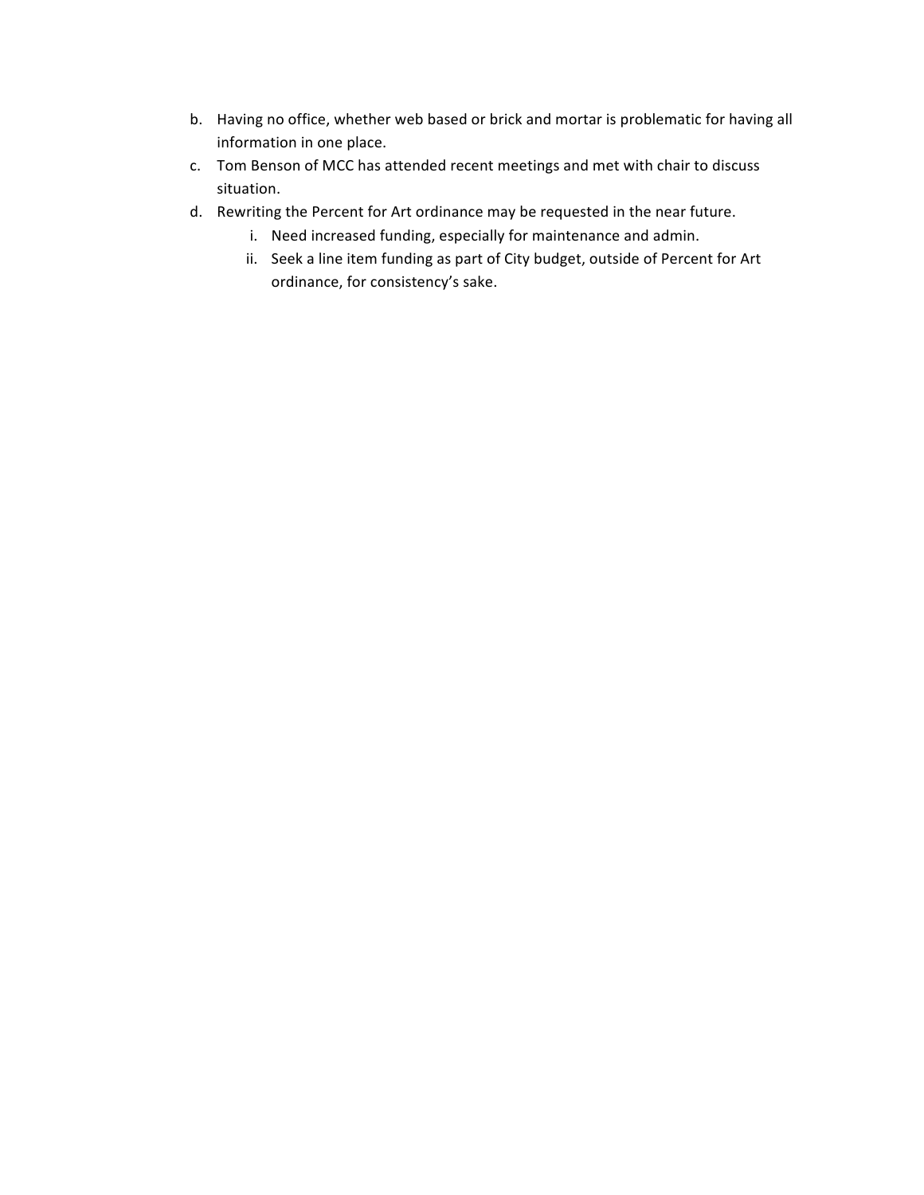b. Having no office, whether web based or brick and mortar is problematic for having all information in one place.
c. Tom Benson of MCC has attended recent meetings and met with chair to discuss situation.
d. Rewriting the Percent for Art ordinance may be requested in the near future.
    i. Need increased funding, especially for maintenance and admin.
    ii. Seek a line item funding as part of City budget, outside of Percent for Art ordinance, for consistency's sake.